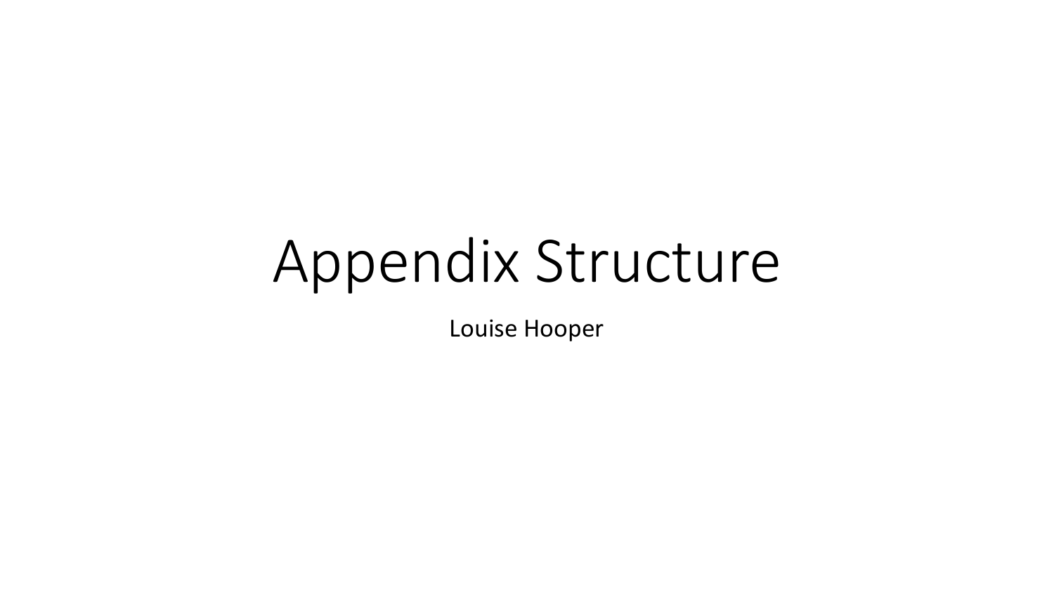# Appendix Structure

Louise Hooper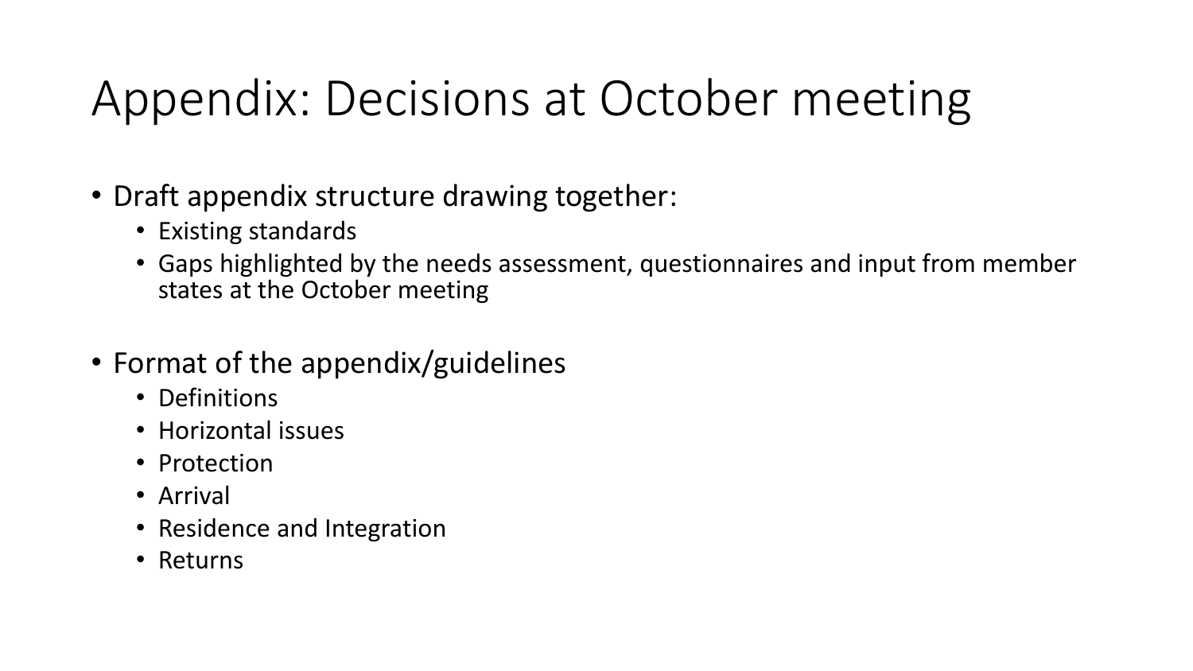# Appendix: Decisions at October meeting

- Draft appendix structure drawing together:
  - Existing standards
  - Gaps highlighted by the needs assessment, questionnaires and input from member states at the October meeting

- Format of the appendix/guidelines
  - Definitions
  - Horizontal issues
  - Protection
  - Arrival
  - Residence and Integration
  - Returns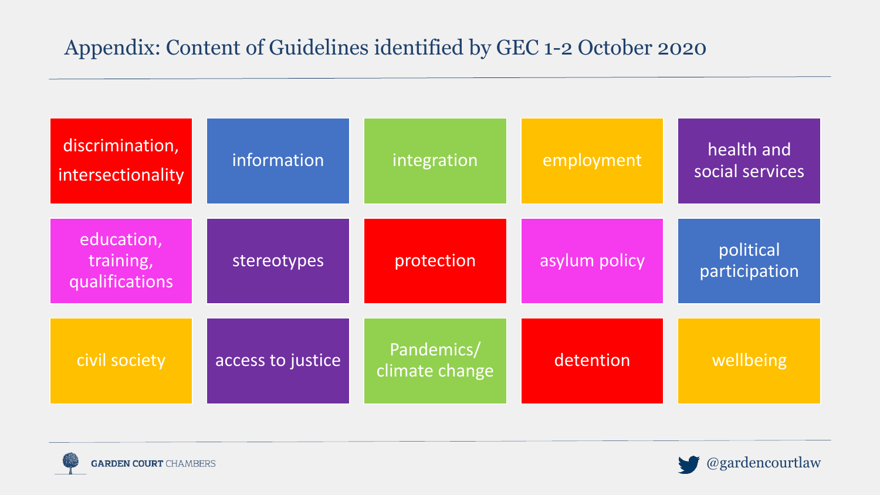# Appendix: Content of Guidelines identified by GEC 1-2 October 2020

| | | | | |
|---|---|---|---|---|
| discrimination, intersectionality | information | integration | employment | health and social services |
| education, training, qualifications | stereotypes | protection | asylum policy | political participation |
| civil society | access to justice | Pandemics/ climate change | detention | wellbeing |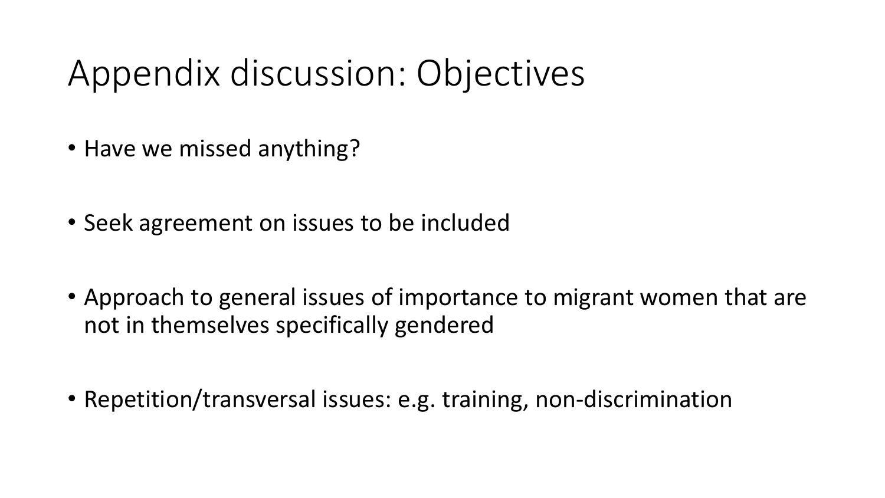# Appendix discussion: Objectives

- Have we missed anything?
- Seek agreement on issues to be included
- Approach to general issues of importance to migrant women that are not in themselves specifically gendered
- Repetition/transversal issues: e.g. training, non-discrimination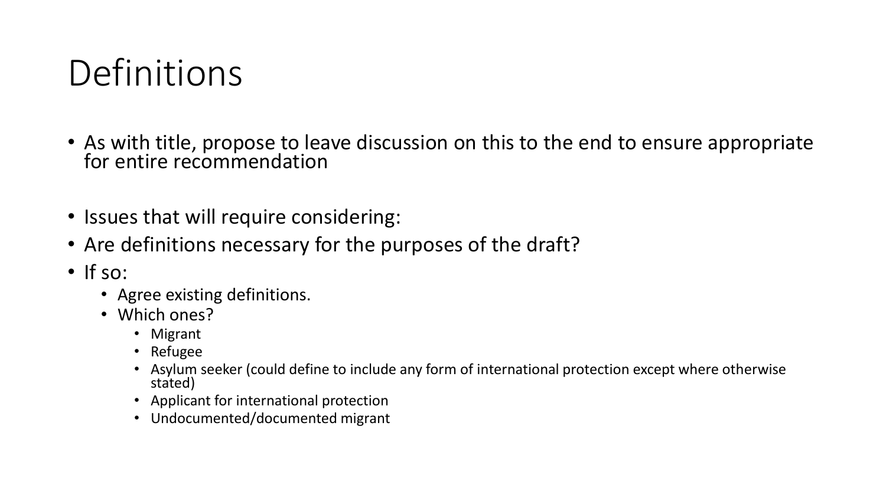# Definitions

- As with title, propose to leave discussion on this to the end to ensure appropriate for entire recommendation

- Issues that will require considering:
- Are definitions necessary for the purposes of the draft?
- If so:
  - Agree existing definitions.
  - Which ones?
    - Migrant
    - Refugee
    - Asylum seeker (could define to include any form of international protection except where otherwise stated)
    - Applicant for international protection
    - Undocumented/documented migrant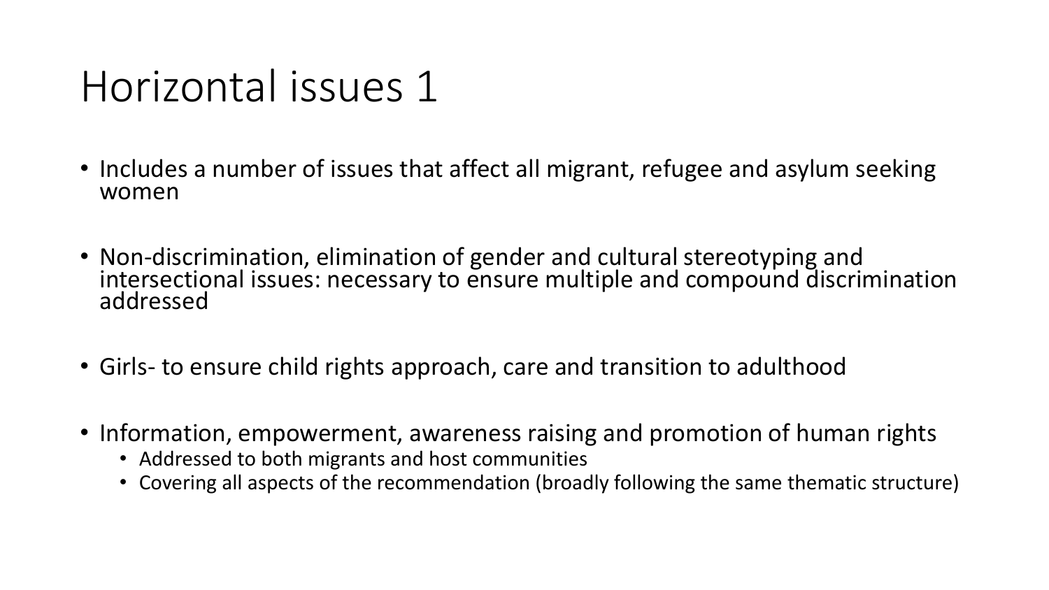# Horizontal issues 1

- Includes a number of issues that affect all migrant, refugee and asylum seeking women
- Non-discrimination, elimination of gender and cultural stereotyping and intersectional issues: necessary to ensure multiple and compound discrimination addressed
- Girls- to ensure child rights approach, care and transition to adulthood
- Information, empowerment, awareness raising and promotion of human rights
  - Addressed to both migrants and host communities
  - Covering all aspects of the recommendation (broadly following the same thematic structure)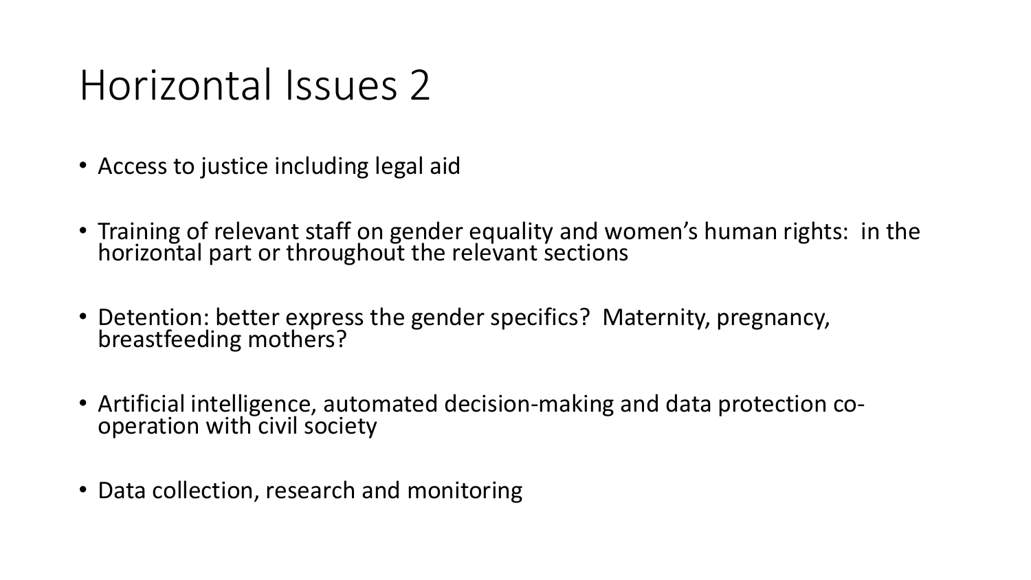# Horizontal Issues 2

- Access to justice including legal aid
- Training of relevant staff on gender equality and women's human rights: in the horizontal part or throughout the relevant sections
- Detention: better express the gender specifics? Maternity, pregnancy, breastfeeding mothers?
- Artificial intelligence, automated decision-making and data protection co-operation with civil society
- Data collection, research and monitoring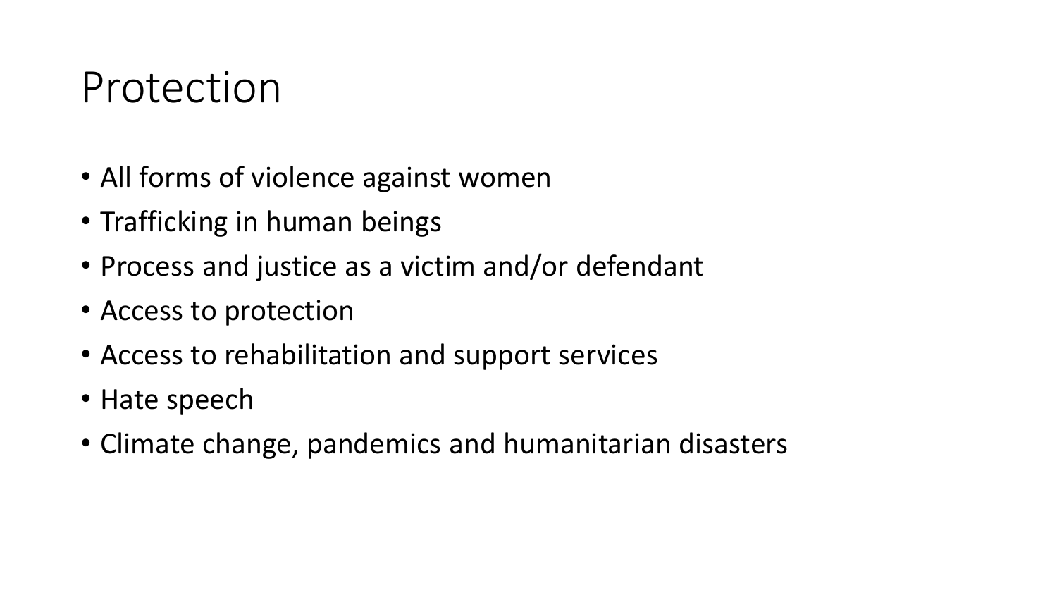# Protection

- All forms of violence against women
- Trafficking in human beings
- Process and justice as a victim and/or defendant
- Access to protection
- Access to rehabilitation and support services
- Hate speech
- Climate change, pandemics and humanitarian disasters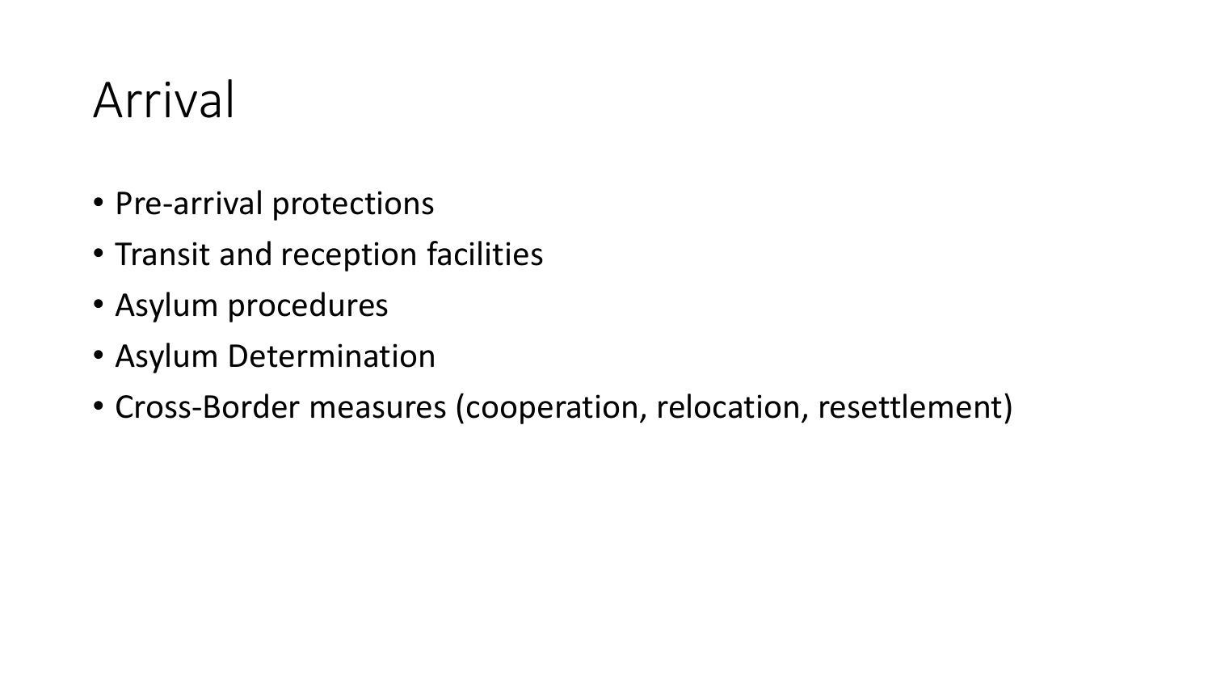# Arrival

- Pre-arrival protections
- Transit and reception facilities
- Asylum procedures
- Asylum Determination
- Cross-Border measures (cooperation, relocation, resettlement)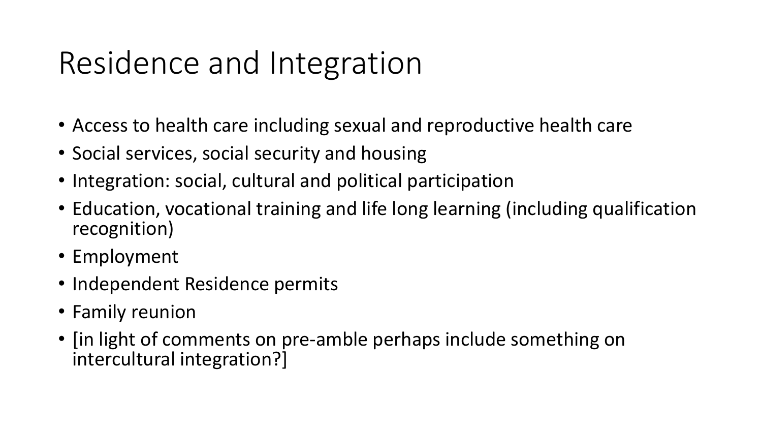# Residence and Integration

- Access to health care including sexual and reproductive health care
- Social services, social security and housing
- Integration: social, cultural and political participation
- Education, vocational training and life long learning (including qualification recognition)
- Employment
- Independent Residence permits
- Family reunion
- [in light of comments on pre-amble perhaps include something on intercultural integration?]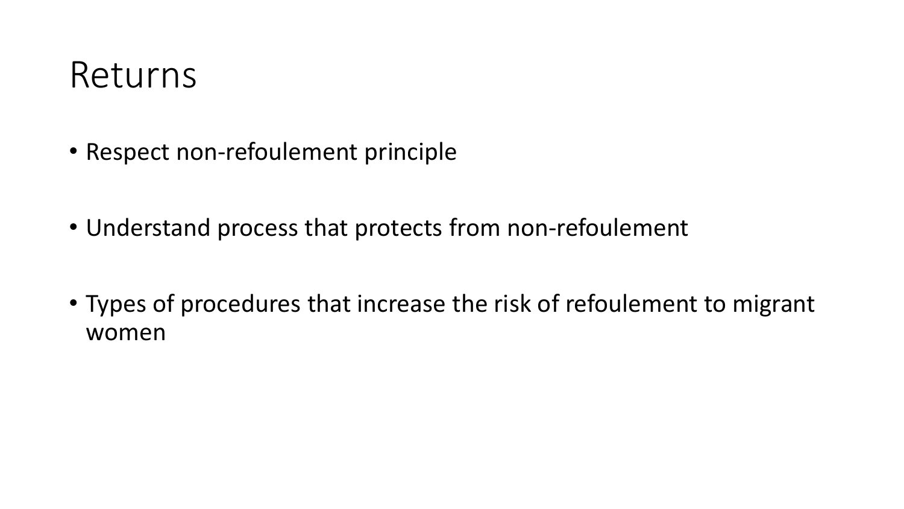# Returns

- Respect non-refoulement principle
- Understand process that protects from non-refoulement
- Types of procedures that increase the risk of refoulement to migrant women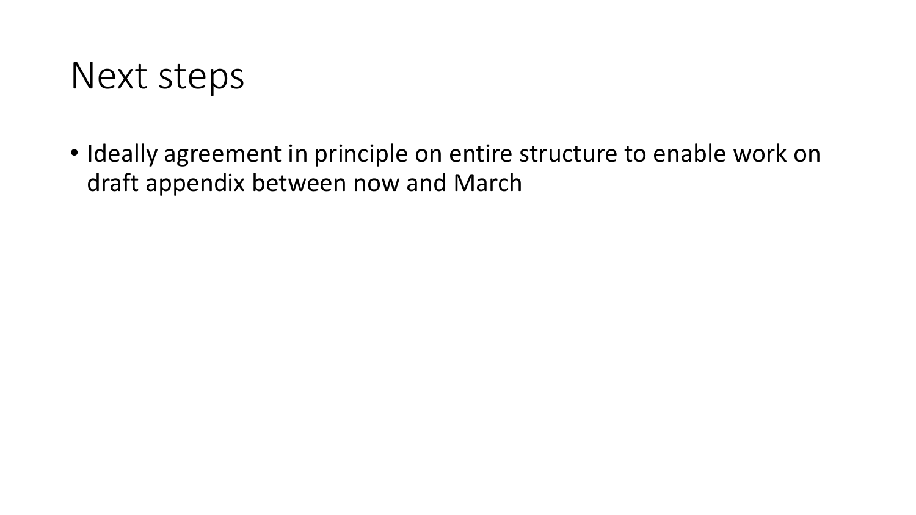# Next steps

- Ideally agreement in principle on entire structure to enable work on draft appendix between now and March